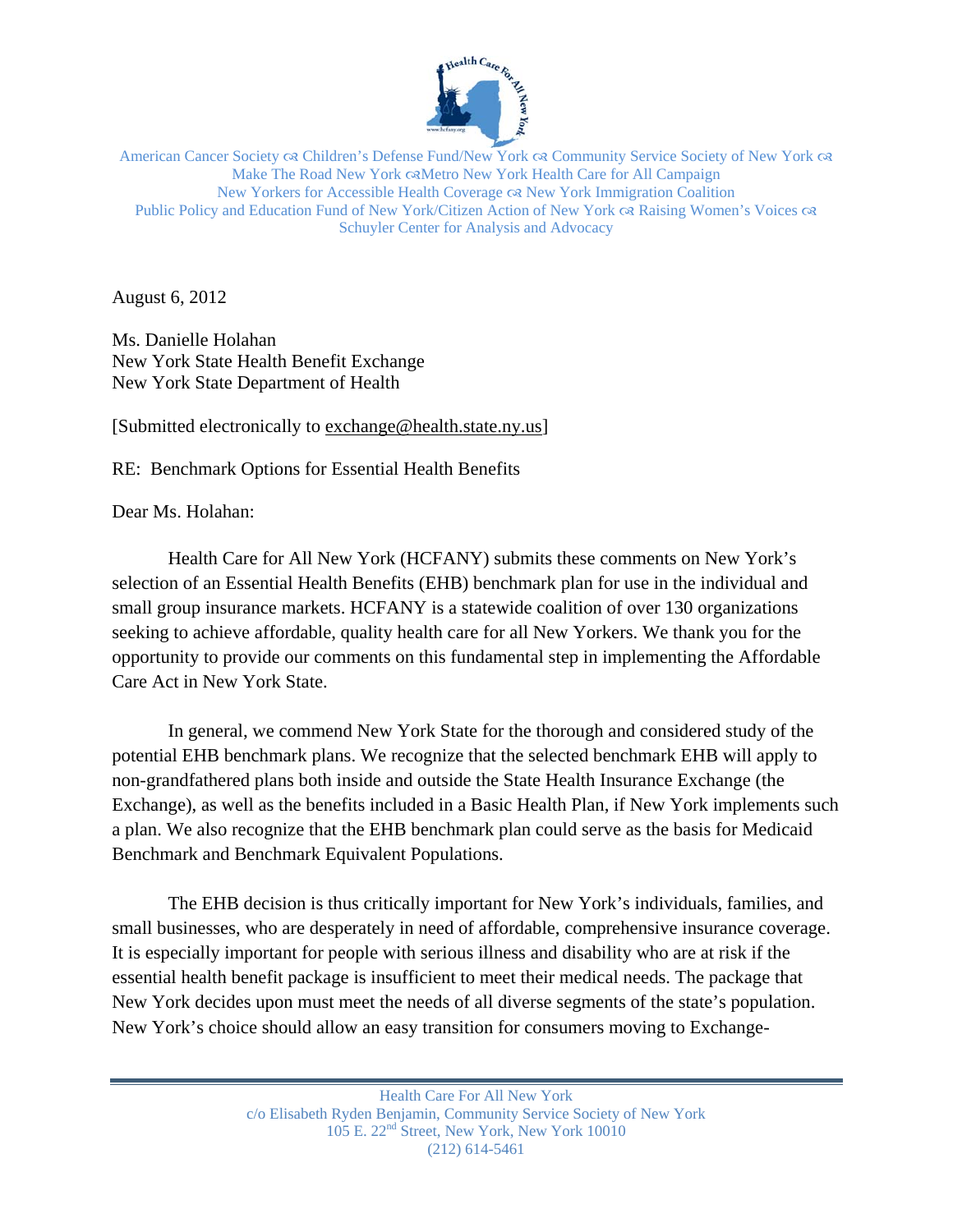American Cancer Society ☙ Children's Defense Fund/New York ☙ Community Service Society of New York ☙ Make The Road New York ☙Metro New York Health Care for All Campaign New Yorkers for Accessible Health Coverage ☙ New York Immigration Coalition Public Policy and Education Fund of New York/Citizen Action of New York ☙ Raising Women's Voices ☙ Schuyler Center for Analysis and Advocacy

August 6, 2012

Ms. Danielle Holahan
New York State Health Benefit Exchange
New York State Department of Health

[Submitted electronically to exchange@health.state.ny.us]

RE: Benchmark Options for Essential Health Benefits

Dear Ms. Holahan:

Health Care for All New York (HCFANY) submits these comments on New York's selection of an Essential Health Benefits (EHB) benchmark plan for use in the individual and small group insurance markets. HCFANY is a statewide coalition of over 130 organizations seeking to achieve affordable, quality health care for all New Yorkers. We thank you for the opportunity to provide our comments on this fundamental step in implementing the Affordable Care Act in New York State.

In general, we commend New York State for the thorough and considered study of the potential EHB benchmark plans. We recognize that the selected benchmark EHB will apply to non-grandfathered plans both inside and outside the State Health Insurance Exchange (the Exchange), as well as the benefits included in a Basic Health Plan, if New York implements such a plan. We also recognize that the EHB benchmark plan could serve as the basis for Medicaid Benchmark and Benchmark Equivalent Populations.

The EHB decision is thus critically important for New York's individuals, families, and small businesses, who are desperately in need of affordable, comprehensive insurance coverage. It is especially important for people with serious illness and disability who are at risk if the essential health benefit package is insufficient to meet their medical needs. The package that New York decides upon must meet the needs of all diverse segments of the state's population. New York's choice should allow an easy transition for consumers moving to Exchange-

Health Care For All New York
c/o Elisabeth Ryden Benjamin, Community Service Society of New York
105 E. 22nd Street, New York, New York 10010
(212) 614-5461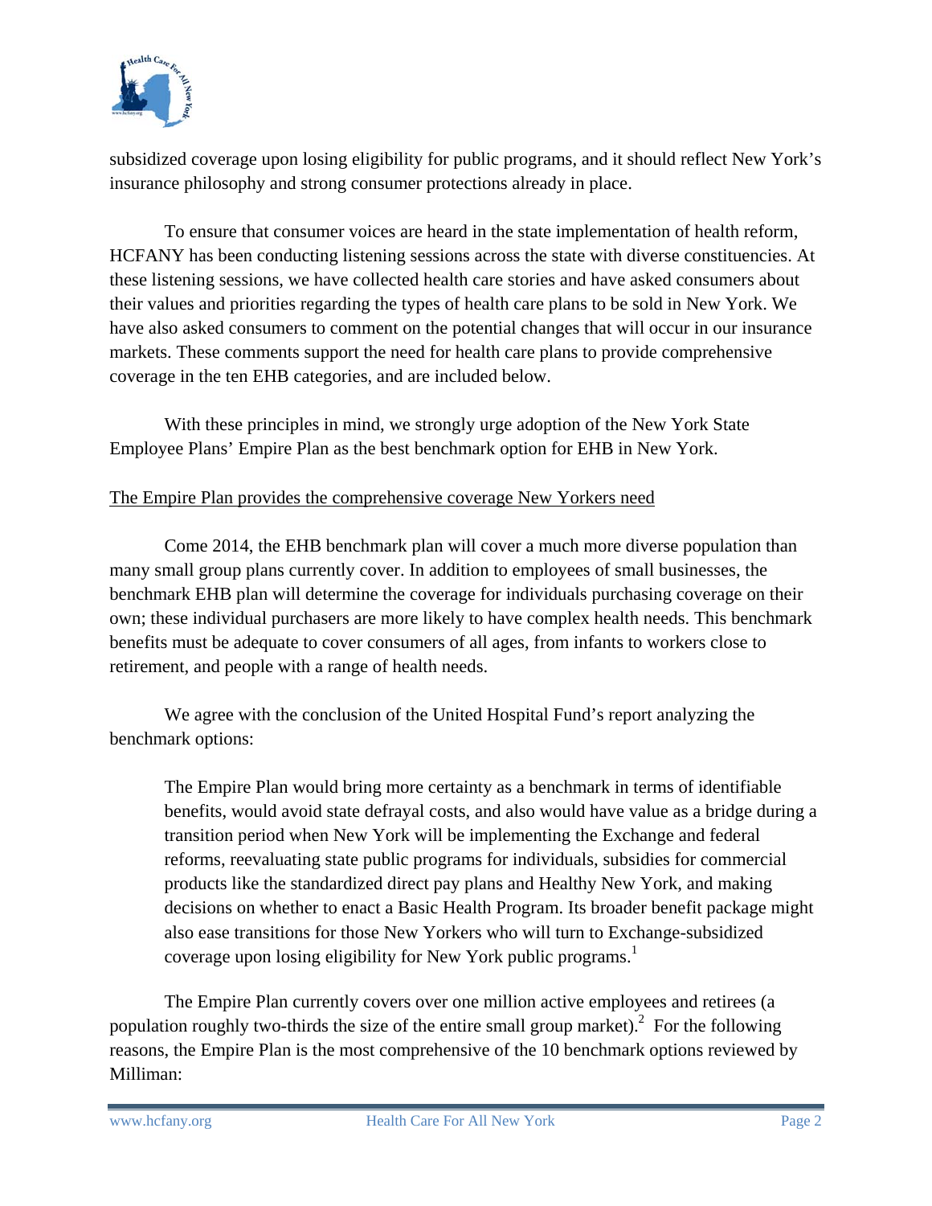subsidized coverage upon losing eligibility for public programs, and it should reflect New York's insurance philosophy and strong consumer protections already in place.

To ensure that consumer voices are heard in the state implementation of health reform, HCFANY has been conducting listening sessions across the state with diverse constituencies. At these listening sessions, we have collected health care stories and have asked consumers about their values and priorities regarding the types of health care plans to be sold in New York. We have also asked consumers to comment on the potential changes that will occur in our insurance markets. These comments support the need for health care plans to provide comprehensive coverage in the ten EHB categories, and are included below.

With these principles in mind, we strongly urge adoption of the New York State Employee Plans' Empire Plan as the best benchmark option for EHB in New York.

<u>The Empire Plan provides the comprehensive coverage New Yorkers need</u>

Come 2014, the EHB benchmark plan will cover a much more diverse population than many small group plans currently cover. In addition to employees of small businesses, the benchmark EHB plan will determine the coverage for individuals purchasing coverage on their own; these individual purchasers are more likely to have complex health needs. This benchmark benefits must be adequate to cover consumers of all ages, from infants to workers close to retirement, and people with a range of health needs.

We agree with the conclusion of the United Hospital Fund's report analyzing the benchmark options:

> The Empire Plan would bring more certainty as a benchmark in terms of identifiable benefits, would avoid state defrayal costs, and also would have value as a bridge during a transition period when New York will be implementing the Exchange and federal reforms, reevaluating state public programs for individuals, subsidies for commercial products like the standardized direct pay plans and Healthy New York, and making decisions on whether to enact a Basic Health Program. Its broader benefit package might also ease transitions for those New Yorkers who will turn to Exchange-subsidized coverage upon losing eligibility for New York public programs.[1]

The Empire Plan currently covers over one million active employees and retirees (a population roughly two-thirds the size of the entire small group market).[2] For the following reasons, the Empire Plan is the most comprehensive of the 10 benchmark options reviewed by Milliman: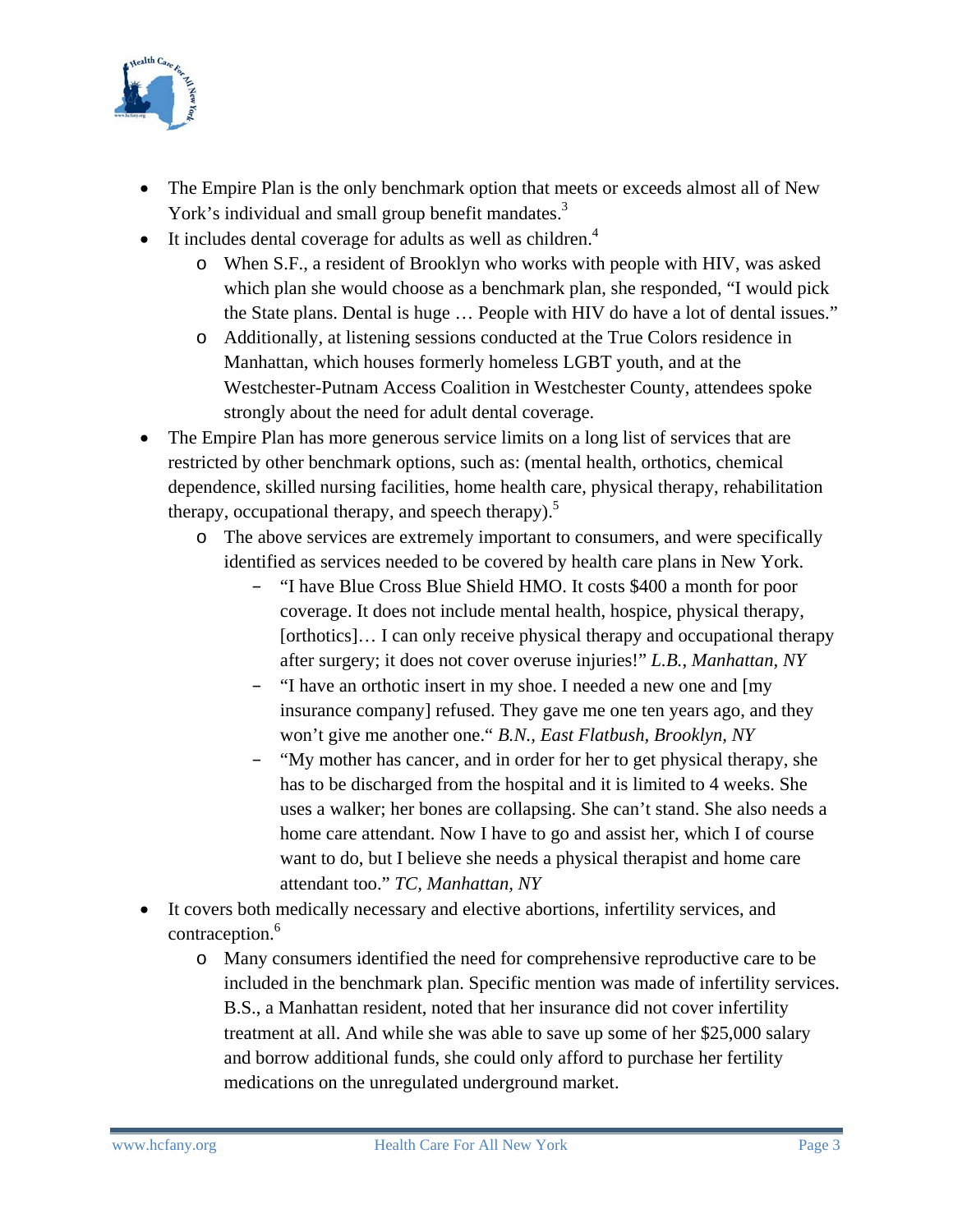- The Empire Plan is the only benchmark option that meets or exceeds almost all of New York's individual and small group benefit mandates.[3]
- It includes dental coverage for adults as well as children.[4]
  - When S.F., a resident of Brooklyn who works with people with HIV, was asked which plan she would choose as a benchmark plan, she responded, "I would pick the State plans. Dental is huge … People with HIV do have a lot of dental issues."
  - Additionally, at listening sessions conducted at the True Colors residence in Manhattan, which houses formerly homeless LGBT youth, and at the Westchester-Putnam Access Coalition in Westchester County, attendees spoke strongly about the need for adult dental coverage.
- The Empire Plan has more generous service limits on a long list of services that are restricted by other benchmark options, such as: (mental health, orthotics, chemical dependence, skilled nursing facilities, home health care, physical therapy, rehabilitation therapy, occupational therapy, and speech therapy).[5]
  - The above services are extremely important to consumers, and were specifically identified as services needed to be covered by health care plans in New York.
    - "I have Blue Cross Blue Shield HMO. It costs $400 a month for poor coverage. It does not include mental health, hospice, physical therapy, [orthotics]… I can only receive physical therapy and occupational therapy after surgery; it does not cover overuse injuries!" *L.B., Manhattan, NY*
    - "I have an orthotic insert in my shoe. I needed a new one and [my insurance company] refused. They gave me one ten years ago, and they won't give me another one." *B.N., East Flatbush, Brooklyn, NY*
    - "My mother has cancer, and in order for her to get physical therapy, she has to be discharged from the hospital and it is limited to 4 weeks. She uses a walker; her bones are collapsing. She can't stand. She also needs a home care attendant. Now I have to go and assist her, which I of course want to do, but I believe she needs a physical therapist and home care attendant too." *TC, Manhattan, NY*
- It covers both medically necessary and elective abortions, infertility services, and contraception.[6]
  - Many consumers identified the need for comprehensive reproductive care to be included in the benchmark plan. Specific mention was made of infertility services. B.S., a Manhattan resident, noted that her insurance did not cover infertility treatment at all. And while she was able to save up some of her $25,000 salary and borrow additional funds, she could only afford to purchase her fertility medications on the unregulated underground market.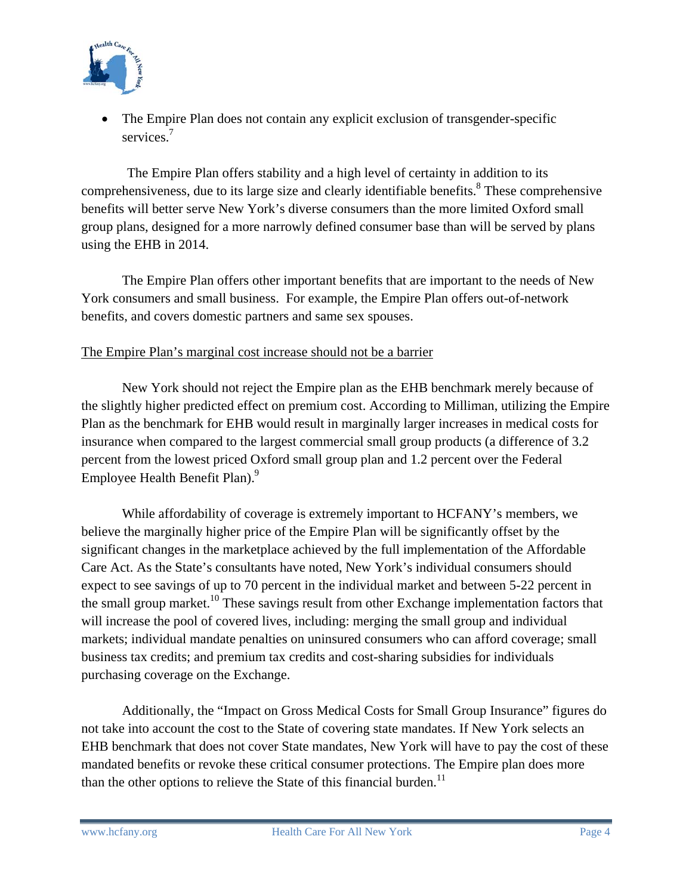- The Empire Plan does not contain any explicit exclusion of transgender-specific services.[7]

The Empire Plan offers stability and a high level of certainty in addition to its comprehensiveness, due to its large size and clearly identifiable benefits.[8] These comprehensive benefits will better serve New York's diverse consumers than the more limited Oxford small group plans, designed for a more narrowly defined consumer base than will be served by plans using the EHB in 2014.

The Empire Plan offers other important benefits that are important to the needs of New York consumers and small business. For example, the Empire Plan offers out-of-network benefits, and covers domestic partners and same sex spouses.

<u>The Empire Plan's marginal cost increase should not be a barrier</u>

New York should not reject the Empire plan as the EHB benchmark merely because of the slightly higher predicted effect on premium cost. According to Milliman, utilizing the Empire Plan as the benchmark for EHB would result in marginally larger increases in medical costs for insurance when compared to the largest commercial small group products (a difference of 3.2 percent from the lowest priced Oxford small group plan and 1.2 percent over the Federal Employee Health Benefit Plan).[9]

While affordability of coverage is extremely important to HCFANY's members, we believe the marginally higher price of the Empire Plan will be significantly offset by the significant changes in the marketplace achieved by the full implementation of the Affordable Care Act. As the State's consultants have noted, New York's individual consumers should expect to see savings of up to 70 percent in the individual market and between 5-22 percent in the small group market.[10] These savings result from other Exchange implementation factors that will increase the pool of covered lives, including: merging the small group and individual markets; individual mandate penalties on uninsured consumers who can afford coverage; small business tax credits; and premium tax credits and cost-sharing subsidies for individuals purchasing coverage on the Exchange.

Additionally, the "Impact on Gross Medical Costs for Small Group Insurance" figures do not take into account the cost to the State of covering state mandates. If New York selects an EHB benchmark that does not cover State mandates, New York will have to pay the cost of these mandated benefits or revoke these critical consumer protections. The Empire plan does more than the other options to relieve the State of this financial burden.[11]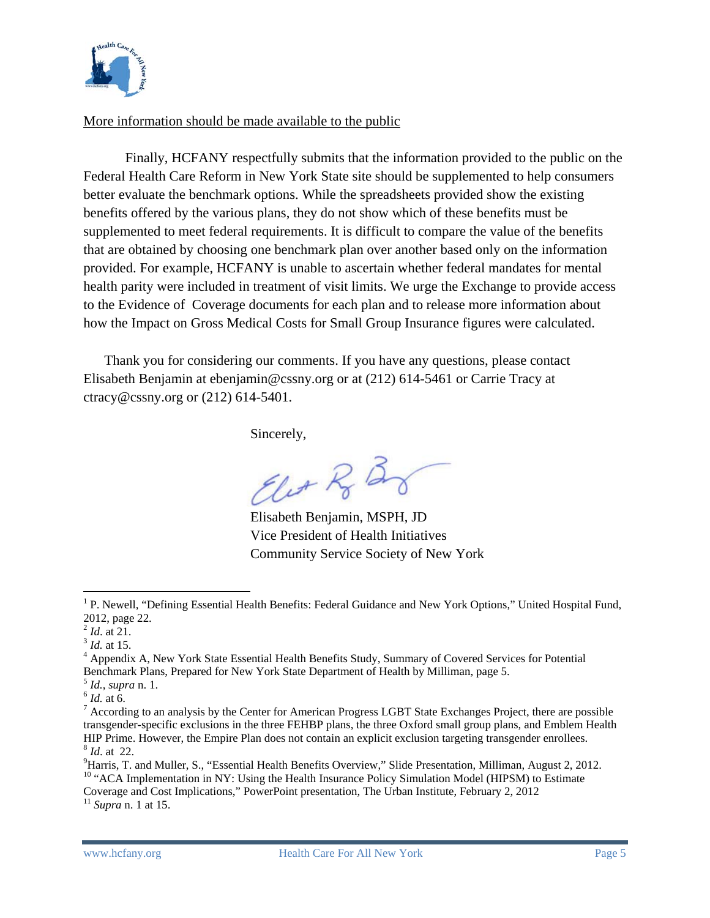<u>More information should be made available to the public</u>

Finally, HCFANY respectfully submits that the information provided to the public on the Federal Health Care Reform in New York State site should be supplemented to help consumers better evaluate the benchmark options. While the spreadsheets provided show the existing benefits offered by the various plans, they do not show which of these benefits must be supplemented to meet federal requirements. It is difficult to compare the value of the benefits that are obtained by choosing one benchmark plan over another based only on the information provided. For example, HCFANY is unable to ascertain whether federal mandates for mental health parity were included in treatment of visit limits. We urge the Exchange to provide access to the Evidence of Coverage documents for each plan and to release more information about how the Impact on Gross Medical Costs for Small Group Insurance figures were calculated.

Thank you for considering our comments. If you have any questions, please contact Elisabeth Benjamin at ebenjamin@cssny.org or at (212) 614-5461 or Carrie Tracy at ctracy@cssny.org or (212) 614-5401.

Sincerely,

Elisabeth Benjamin, MSPH, JD
Vice President of Health Initiatives
Community Service Society of New York

---

[1] P. Newell, "Defining Essential Health Benefits: Federal Guidance and New York Options," United Hospital Fund, 2012, page 22.
[2] *Id*. at 21.
[3] *Id.* at 15.
[4] Appendix A, New York State Essential Health Benefits Study, Summary of Covered Services for Potential Benchmark Plans, Prepared for New York State Department of Health by Milliman, page 5.
[5] *Id., supra* n. 1.
[6] *Id.* at 6.
[7] According to an analysis by the Center for American Progress LGBT State Exchanges Project, there are possible transgender-specific exclusions in the three FEHBP plans, the three Oxford small group plans, and Emblem Health HIP Prime. However, the Empire Plan does not contain an explicit exclusion targeting transgender enrollees.
[8] *Id*. at 22.
[9] Harris, T. and Muller, S., "Essential Health Benefits Overview," Slide Presentation, Milliman, August 2, 2012.
[10] "ACA Implementation in NY: Using the Health Insurance Policy Simulation Model (HIPSM) to Estimate Coverage and Cost Implications," PowerPoint presentation, The Urban Institute, February 2, 2012
[11] *Supra* n. 1 at 15.